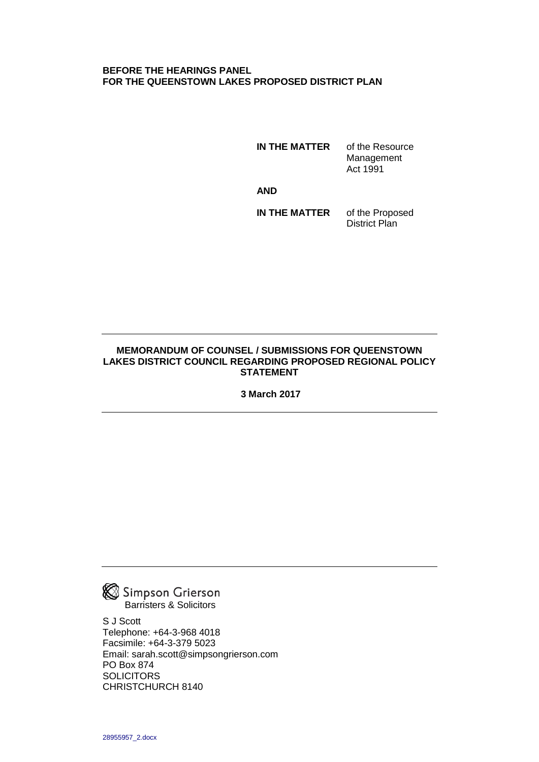**BEFORE THE HEARINGS PANEL**
**FOR THE QUEENSTOWN LAKES PROPOSED DISTRICT PLAN**

| | |
|---|---|
| **IN THE MATTER** | of the Resource Management Act 1991 |
| **AND** | |
| **IN THE MATTER** | of the Proposed District Plan |

---

**MEMORANDUM OF COUNSEL / SUBMISSIONS FOR QUEENSTOWN LAKES DISTRICT COUNCIL REGARDING PROPOSED REGIONAL POLICY STATEMENT**

**3 March 2017**

---

---

Simpson Grierson
Barristers & Solicitors

S J Scott
Telephone: +64-3-968 4018
Facsimile: +64-3-379 5023
Email: sarah.scott@simpsongrierson.com
PO Box 874
SOLICITORS
CHRISTCHURCH 8140

28955957_2.docx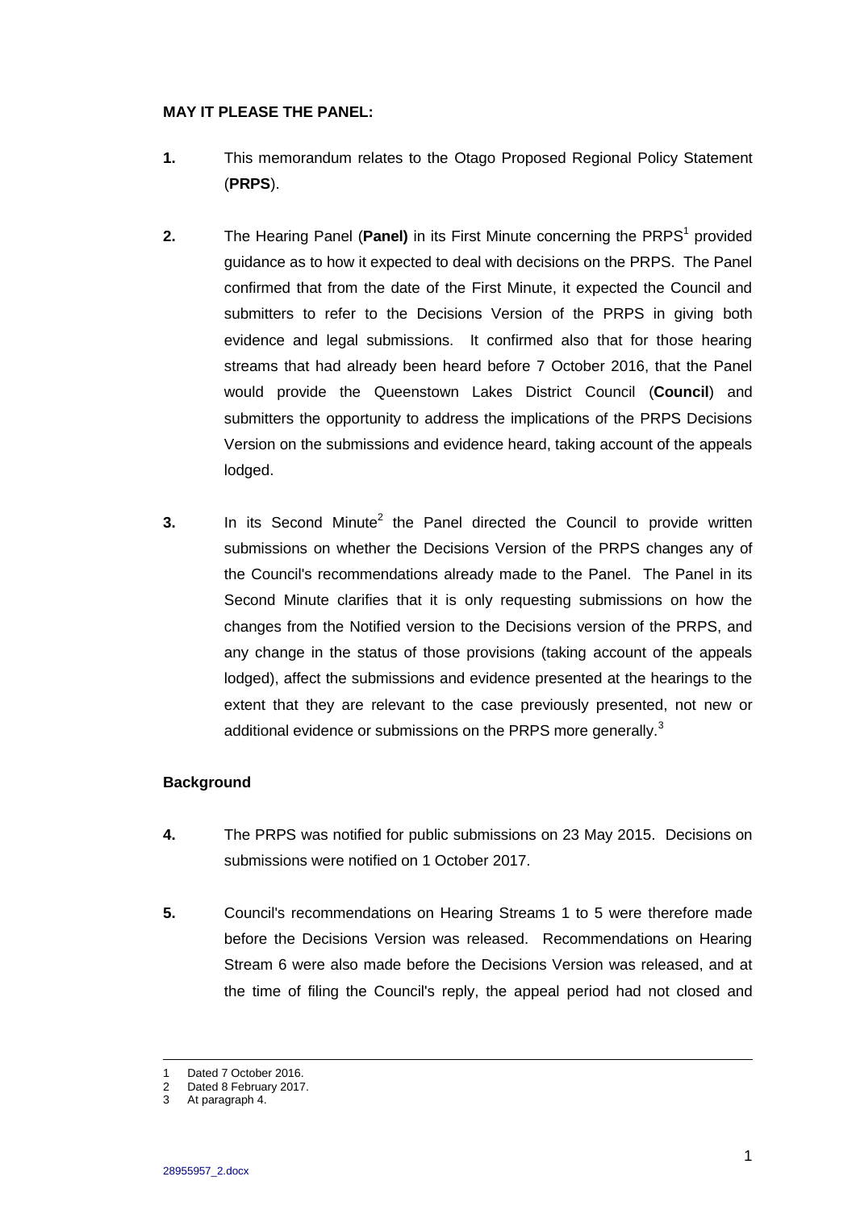**MAY IT PLEASE THE PANEL:**

**1.** This memorandum relates to the Otago Proposed Regional Policy Statement (**PRPS**).

**2.** The Hearing Panel (**Panel)** in its First Minute concerning the PRPS[1] provided guidance as to how it expected to deal with decisions on the PRPS. The Panel confirmed that from the date of the First Minute, it expected the Council and submitters to refer to the Decisions Version of the PRPS in giving both evidence and legal submissions. It confirmed also that for those hearing streams that had already been heard before 7 October 2016, that the Panel would provide the Queenstown Lakes District Council (**Council**) and submitters the opportunity to address the implications of the PRPS Decisions Version on the submissions and evidence heard, taking account of the appeals lodged.

**3.** In its Second Minute[2] the Panel directed the Council to provide written submissions on whether the Decisions Version of the PRPS changes any of the Council's recommendations already made to the Panel. The Panel in its Second Minute clarifies that it is only requesting submissions on how the changes from the Notified version to the Decisions version of the PRPS, and any change in the status of those provisions (taking account of the appeals lodged), affect the submissions and evidence presented at the hearings to the extent that they are relevant to the case previously presented, not new or additional evidence or submissions on the PRPS more generally.[3]

**Background**

**4.** The PRPS was notified for public submissions on 23 May 2015. Decisions on submissions were notified on 1 October 2017.

**5.** Council's recommendations on Hearing Streams 1 to 5 were therefore made before the Decisions Version was released. Recommendations on Hearing Stream 6 were also made before the Decisions Version was released, and at the time of filing the Council's reply, the appeal period had not closed and

---

1 Dated 7 October 2016.
2 Dated 8 February 2017.
3 At paragraph 4.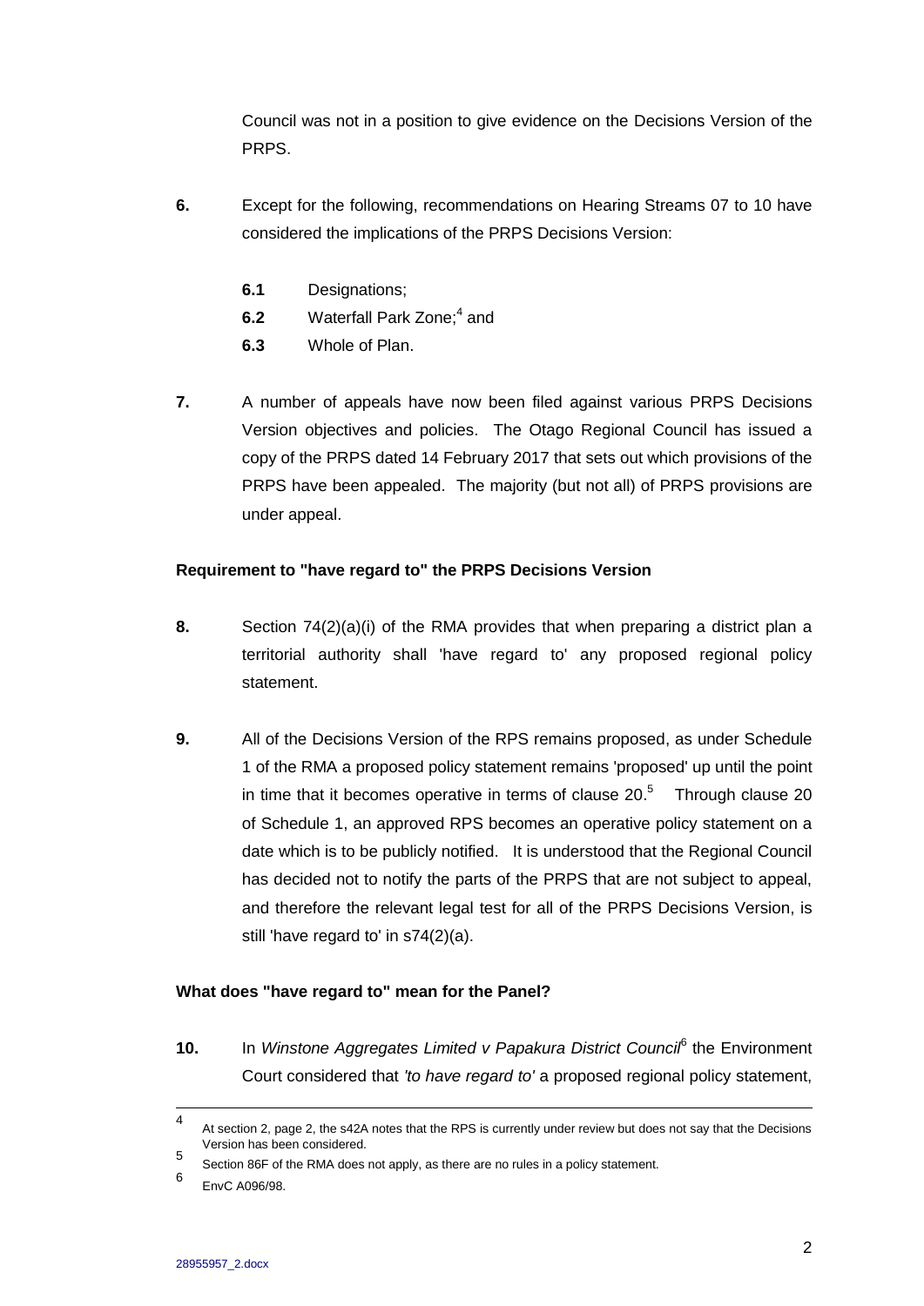Council was not in a position to give evidence on the Decisions Version of the PRPS.

**6.** Except for the following, recommendations on Hearing Streams 07 to 10 have considered the implications of the PRPS Decisions Version:

**6.1** Designations;

**6.2** Waterfall Park Zone;[4] and

**6.3** Whole of Plan.

**7.** A number of appeals have now been filed against various PRPS Decisions Version objectives and policies. The Otago Regional Council has issued a copy of the PRPS dated 14 February 2017 that sets out which provisions of the PRPS have been appealed. The majority (but not all) of PRPS provisions are under appeal.

**Requirement to "have regard to" the PRPS Decisions Version**

**8.** Section 74(2)(a)(i) of the RMA provides that when preparing a district plan a territorial authority shall 'have regard to' any proposed regional policy statement.

**9.** All of the Decisions Version of the RPS remains proposed, as under Schedule 1 of the RMA a proposed policy statement remains 'proposed' up until the point in time that it becomes operative in terms of clause 20.[5] Through clause 20 of Schedule 1, an approved RPS becomes an operative policy statement on a date which is to be publicly notified. It is understood that the Regional Council has decided not to notify the parts of the PRPS that are not subject to appeal, and therefore the relevant legal test for all of the PRPS Decisions Version, is still 'have regard to' in s74(2)(a).

**What does "have regard to" mean for the Panel?**

**10.** In *Winstone Aggregates Limited v Papakura District Council*[6] the Environment Court considered that *'to have regard to'* a proposed regional policy statement,

---

[4] At section 2, page 2, the s42A notes that the RPS is currently under review but does not say that the Decisions Version has been considered.

[5] Section 86F of the RMA does not apply, as there are no rules in a policy statement.

[6] EnvC A096/98.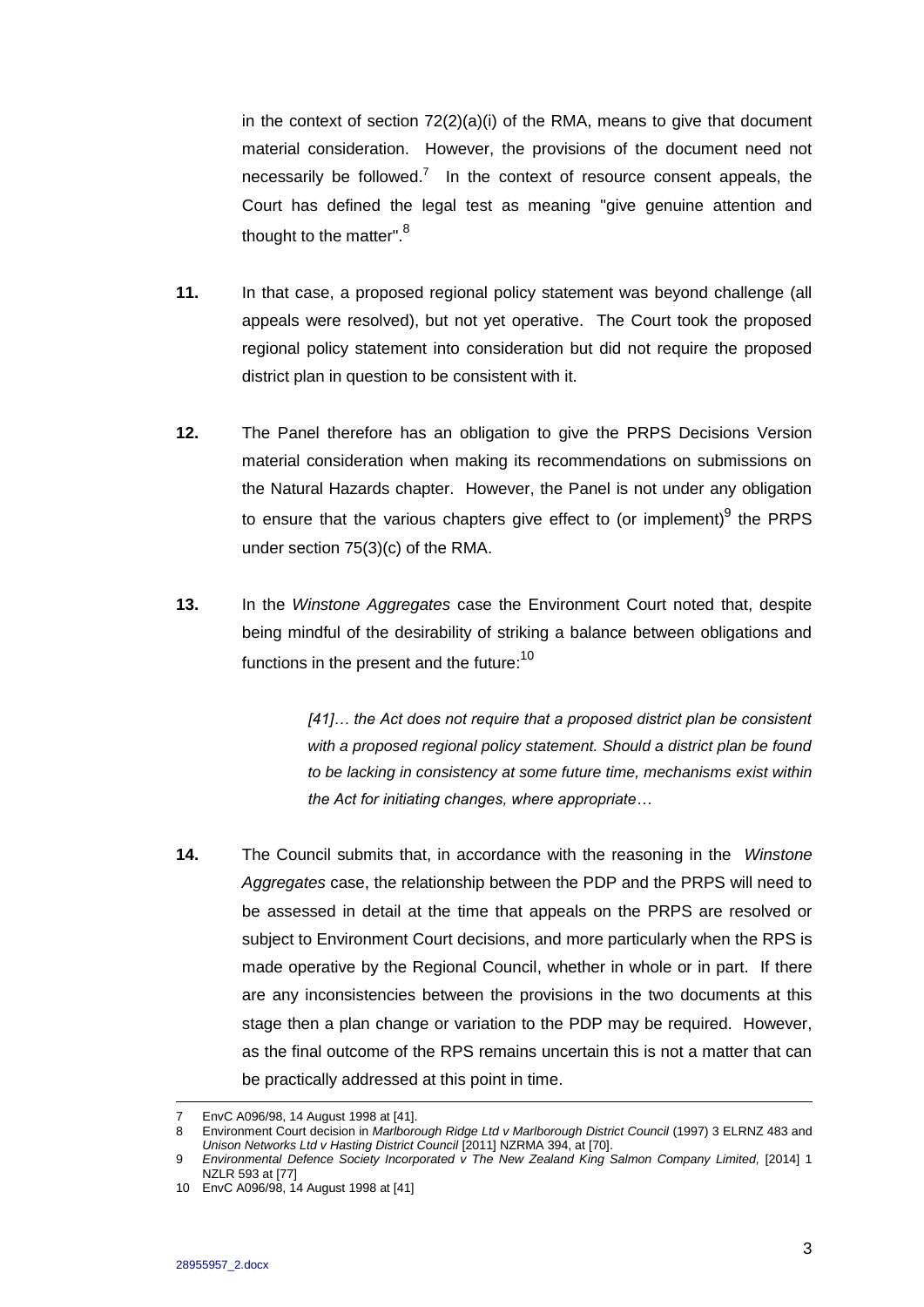in the context of section 72(2)(a)(i) of the RMA, means to give that document material consideration. However, the provisions of the document need not necessarily be followed.[7] In the context of resource consent appeals, the Court has defined the legal test as meaning "give genuine attention and thought to the matter".[8]

**11.** In that case, a proposed regional policy statement was beyond challenge (all appeals were resolved), but not yet operative. The Court took the proposed regional policy statement into consideration but did not require the proposed district plan in question to be consistent with it.

**12.** The Panel therefore has an obligation to give the PRPS Decisions Version material consideration when making its recommendations on submissions on the Natural Hazards chapter. However, the Panel is not under any obligation to ensure that the various chapters give effect to (or implement)[9] the PRPS under section 75(3)(c) of the RMA.

**13.** In the *Winstone Aggregates* case the Environment Court noted that, despite being mindful of the desirability of striking a balance between obligations and functions in the present and the future:[10]

> *[41]… the Act does not require that a proposed district plan be consistent with a proposed regional policy statement. Should a district plan be found to be lacking in consistency at some future time, mechanisms exist within the Act for initiating changes, where appropriate…*

**14.** The Council submits that, in accordance with the reasoning in the *Winstone Aggregates* case, the relationship between the PDP and the PRPS will need to be assessed in detail at the time that appeals on the PRPS are resolved or subject to Environment Court decisions, and more particularly when the RPS is made operative by the Regional Council, whether in whole or in part. If there are any inconsistencies between the provisions in the two documents at this stage then a plan change or variation to the PDP may be required. However, as the final outcome of the RPS remains uncertain this is not a matter that can be practically addressed at this point in time.

---

7 EnvC A096/98, 14 August 1998 at [41].

8 Environment Court decision in *Marlborough Ridge Ltd v Marlborough District Council* (1997) 3 ELRNZ 483 and *Unison Networks Ltd v Hasting District Council* [2011] NZRMA 394, at [70].

9 *Environmental Defence Society Incorporated v The New Zealand King Salmon Company Limited,* [2014] 1 NZLR 593 at [77]

10 EnvC A096/98, 14 August 1998 at [41]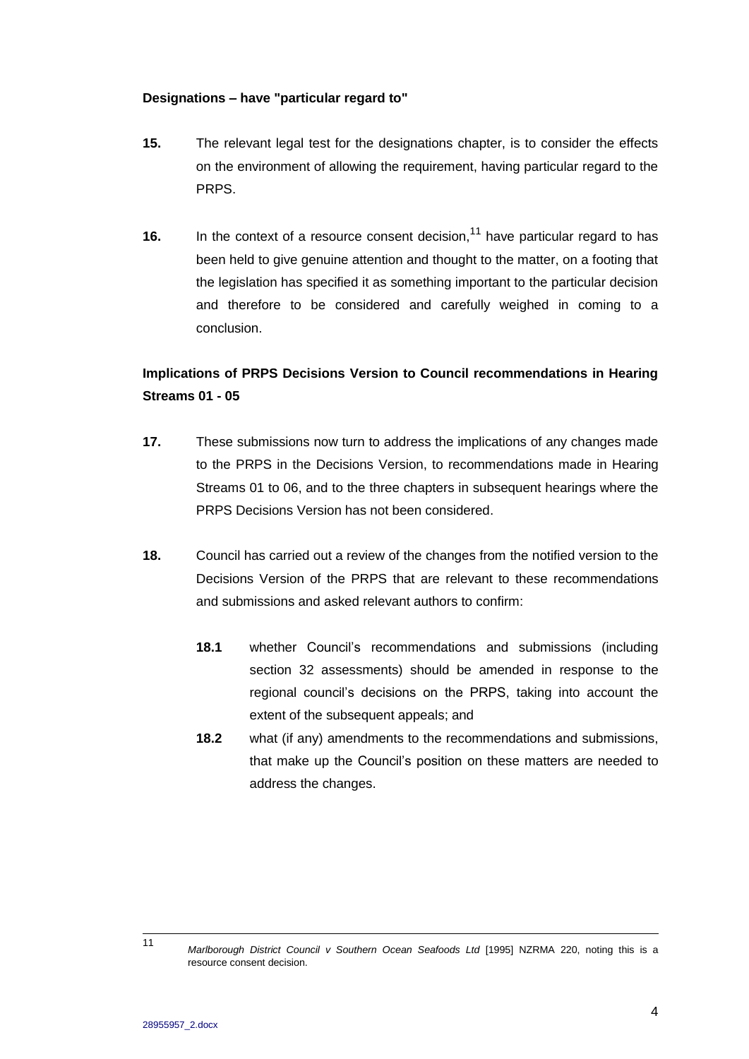**Designations – have "particular regard to"**

**15.** The relevant legal test for the designations chapter, is to consider the effects on the environment of allowing the requirement, having particular regard to the PRPS.

**16.** In the context of a resource consent decision,[11] have particular regard to has been held to give genuine attention and thought to the matter, on a footing that the legislation has specified it as something important to the particular decision and therefore to be considered and carefully weighed in coming to a conclusion.

**Implications of PRPS Decisions Version to Council recommendations in Hearing Streams 01 - 05**

**17.** These submissions now turn to address the implications of any changes made to the PRPS in the Decisions Version, to recommendations made in Hearing Streams 01 to 06, and to the three chapters in subsequent hearings where the PRPS Decisions Version has not been considered.

**18.** Council has carried out a review of the changes from the notified version to the Decisions Version of the PRPS that are relevant to these recommendations and submissions and asked relevant authors to confirm:

**18.1** whether Council's recommendations and submissions (including section 32 assessments) should be amended in response to the regional council's decisions on the PRPS, taking into account the extent of the subsequent appeals; and

**18.2** what (if any) amendments to the recommendations and submissions, that make up the Council's position on these matters are needed to address the changes.

---

[11] *Marlborough District Council v Southern Ocean Seafoods Ltd* [1995] NZRMA 220, noting this is a resource consent decision.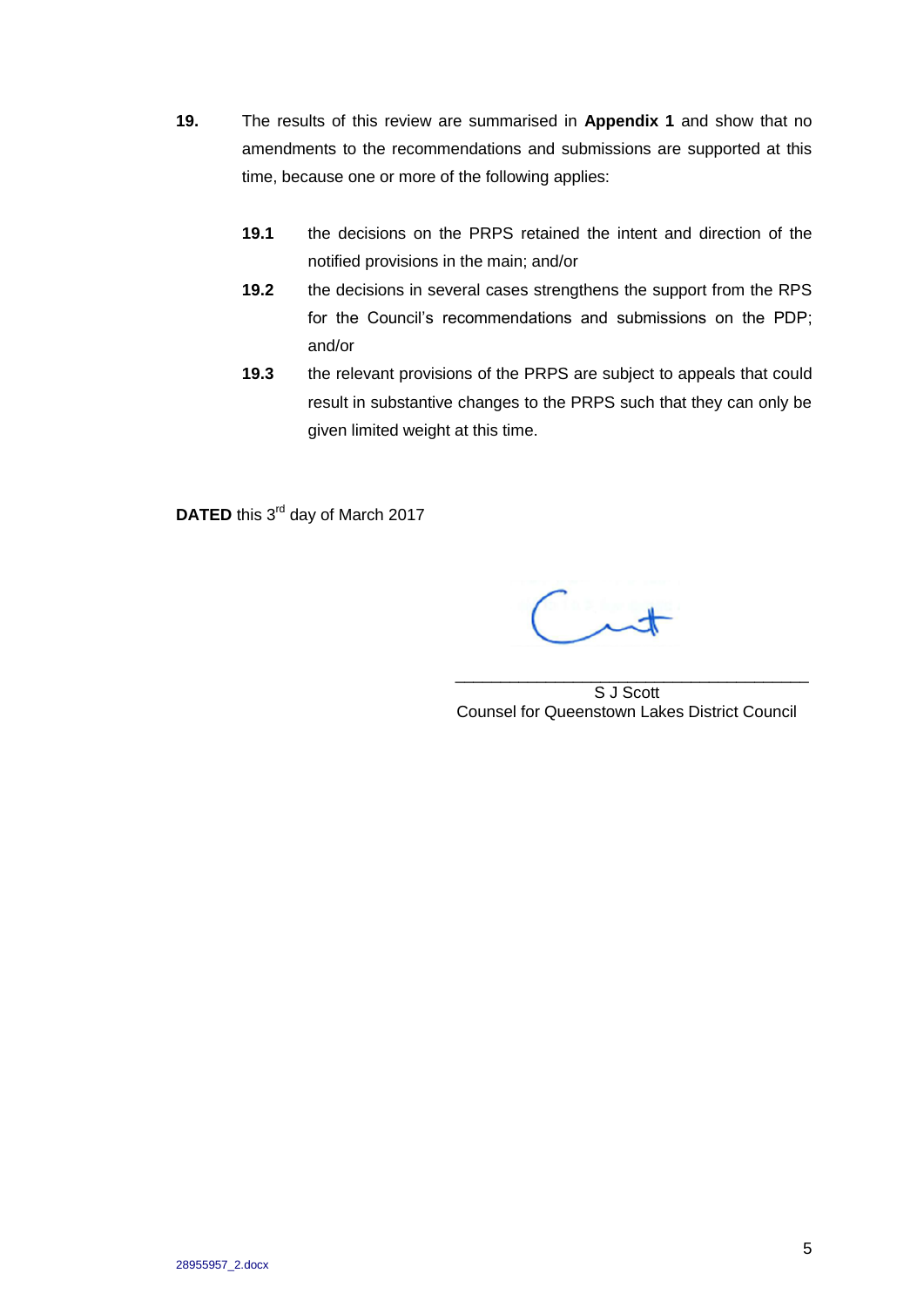**19.** The results of this review are summarised in **Appendix 1** and show that no amendments to the recommendations and submissions are supported at this time, because one or more of the following applies:

**19.1** the decisions on the PRPS retained the intent and direction of the notified provisions in the main; and/or

**19.2** the decisions in several cases strengthens the support from the RPS for the Council's recommendations and submissions on the PDP; and/or

**19.3** the relevant provisions of the PRPS are subject to appeals that could result in substantive changes to the PRPS such that they can only be given limited weight at this time.

**DATED** this 3rd day of March 2017

\_\_\_\_\_\_\_\_\_\_\_\_\_\_\_\_\_\_\_\_\_\_\_\_\_\_\_\_\_\_\_\_\_\_\_\_\_\_\_\_

S J Scott

Counsel for Queenstown Lakes District Council

28955957_2.docx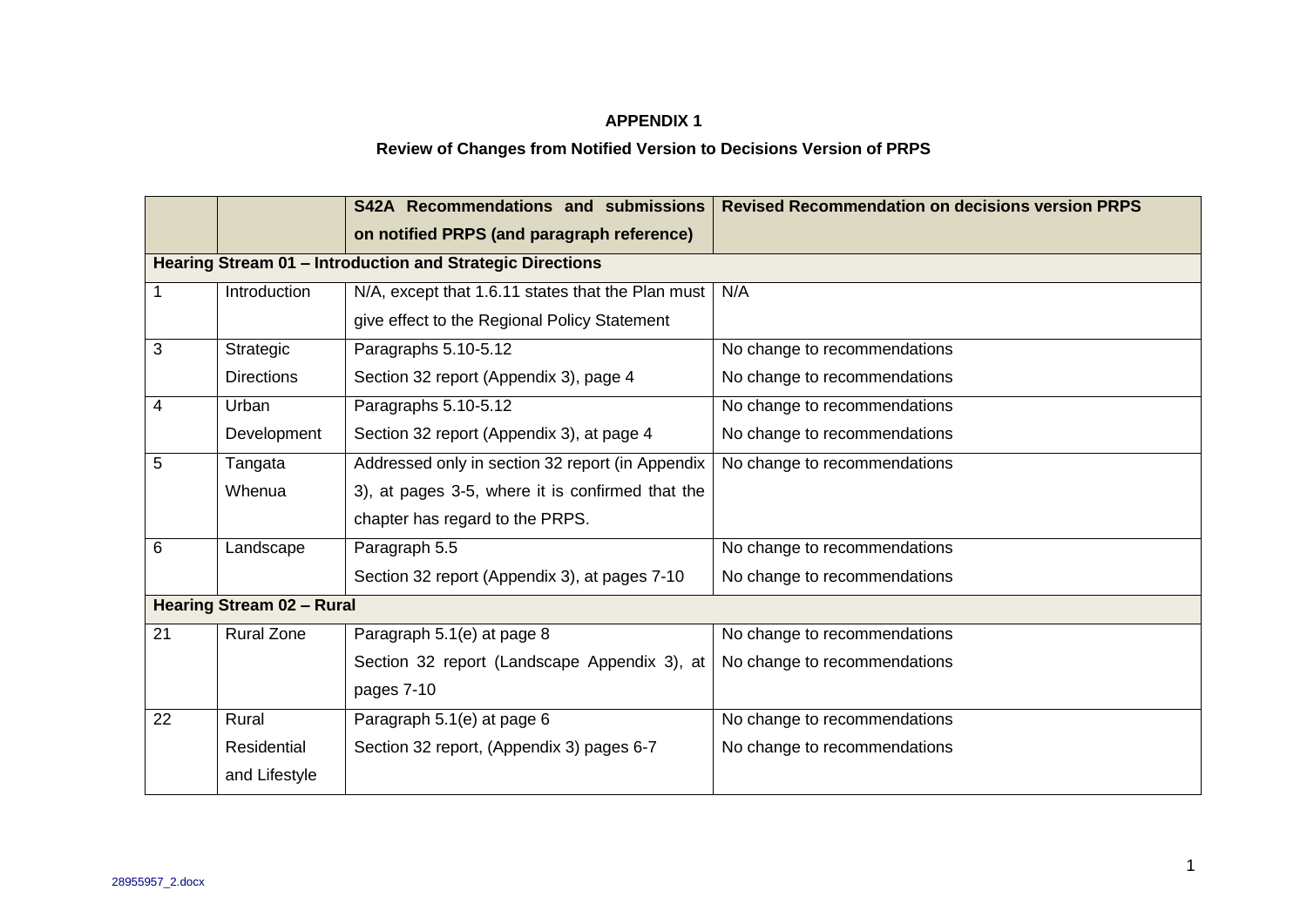**APPENDIX 1**

**Review of Changes from Notified Version to Decisions Version of PRPS**

| | | S42A Recommendations and submissions on notified PRPS (and paragraph reference) | Revised Recommendation on decisions version PRPS |
|---|---|---|---|
| **Hearing Stream 01 – Introduction and Strategic Directions** | | | |
| 1 | Introduction | N/A, except that 1.6.11 states that the Plan must give effect to the Regional Policy Statement | N/A |
| 3 | Strategic Directions | Paragraphs 5.10-5.12<br>Section 32 report (Appendix 3), page 4 | No change to recommendations<br>No change to recommendations |
| 4 | Urban Development | Paragraphs 5.10-5.12<br>Section 32 report (Appendix 3), at page 4 | No change to recommendations<br>No change to recommendations |
| 5 | Tangata Whenua | Addressed only in section 32 report (in Appendix 3), at pages 3-5, where it is confirmed that the chapter has regard to the PRPS. | No change to recommendations |
| 6 | Landscape | Paragraph 5.5<br>Section 32 report (Appendix 3), at pages 7-10 | No change to recommendations<br>No change to recommendations |
| **Hearing Stream 02 – Rural** | | | |
| 21 | Rural Zone | Paragraph 5.1(e) at page 8<br>Section 32 report (Landscape Appendix 3), at pages 7-10 | No change to recommendations<br>No change to recommendations |
| 22 | Rural Residential and Lifestyle | Paragraph 5.1(e) at page 6<br>Section 32 report, (Appendix 3) pages 6-7 | No change to recommendations<br>No change to recommendations |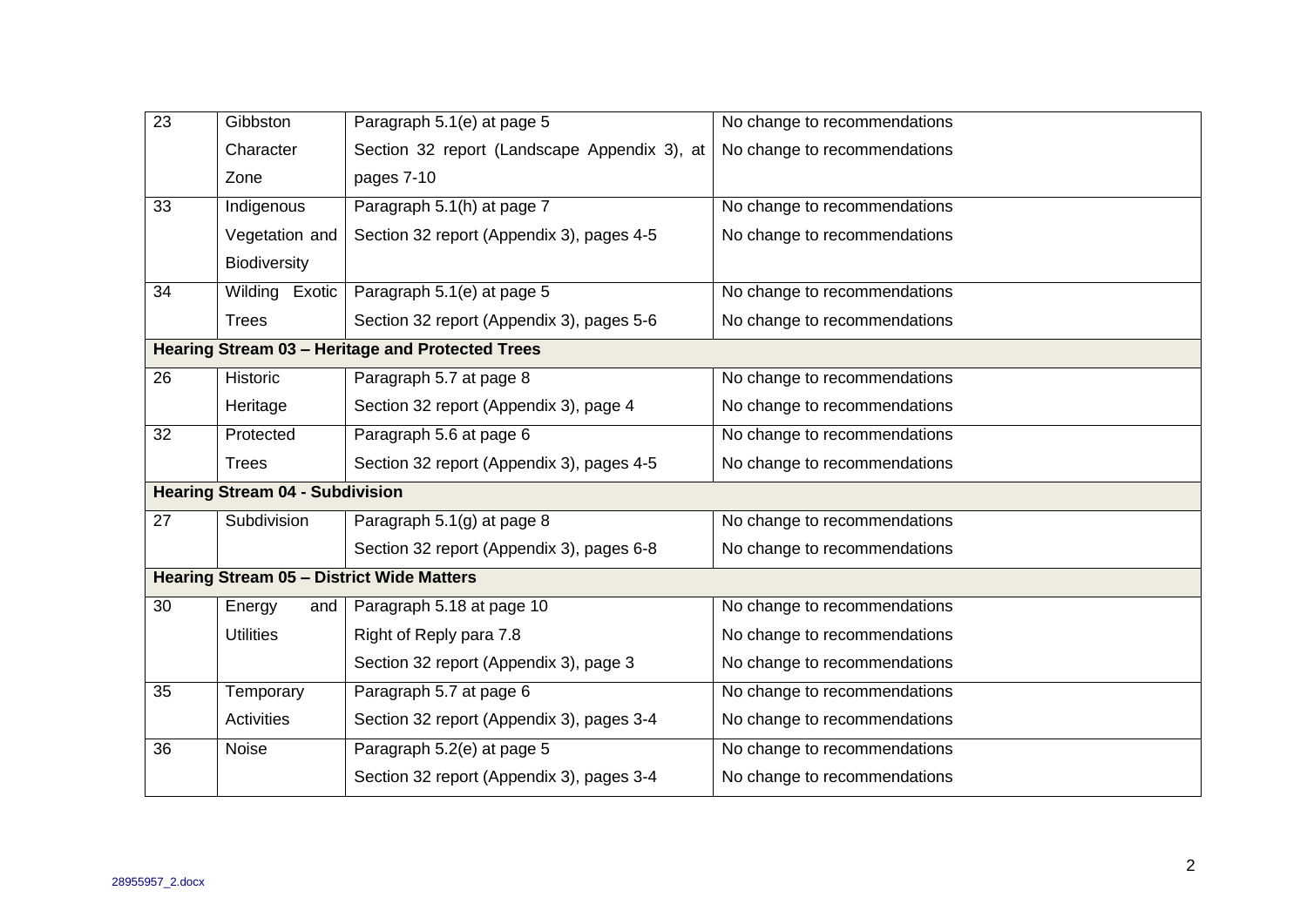| | | | |
|---|---|---|---|
| 23 | Gibbston Character Zone | Paragraph 5.1(e) at page 5 | No change to recommendations |
| | | Section 32 report (Landscape Appendix 3), at pages 7-10 | No change to recommendations |
| 33 | Indigenous Vegetation and Biodiversity | Paragraph 5.1(h) at page 7 | No change to recommendations |
| | | Section 32 report (Appendix 3), pages 4-5 | No change to recommendations |
| 34 | Wilding Exotic Trees | Paragraph 5.1(e) at page 5 | No change to recommendations |
| | | Section 32 report (Appendix 3), pages 5-6 | No change to recommendations |
| **Hearing Stream 03 – Heritage and Protected Trees** | | | |
| 26 | Historic Heritage | Paragraph 5.7 at page 8 | No change to recommendations |
| | | Section 32 report (Appendix 3), page 4 | No change to recommendations |
| 32 | Protected Trees | Paragraph 5.6 at page 6 | No change to recommendations |
| | | Section 32 report (Appendix 3), pages 4-5 | No change to recommendations |
| **Hearing Stream 04 - Subdivision** | | | |
| 27 | Subdivision | Paragraph 5.1(g) at page 8 | No change to recommendations |
| | | Section 32 report (Appendix 3), pages 6-8 | No change to recommendations |
| **Hearing Stream 05 – District Wide Matters** | | | |
| 30 | Energy and Utilities | Paragraph 5.18 at page 10 | No change to recommendations |
| | | Right of Reply para 7.8 | No change to recommendations |
| | | Section 32 report (Appendix 3), page 3 | No change to recommendations |
| 35 | Temporary Activities | Paragraph 5.7 at page 6 | No change to recommendations |
| | | Section 32 report (Appendix 3), pages 3-4 | No change to recommendations |
| 36 | Noise | Paragraph 5.2(e) at page 5 | No change to recommendations |
| | | Section 32 report (Appendix 3), pages 3-4 | No change to recommendations |

28955957_2.docx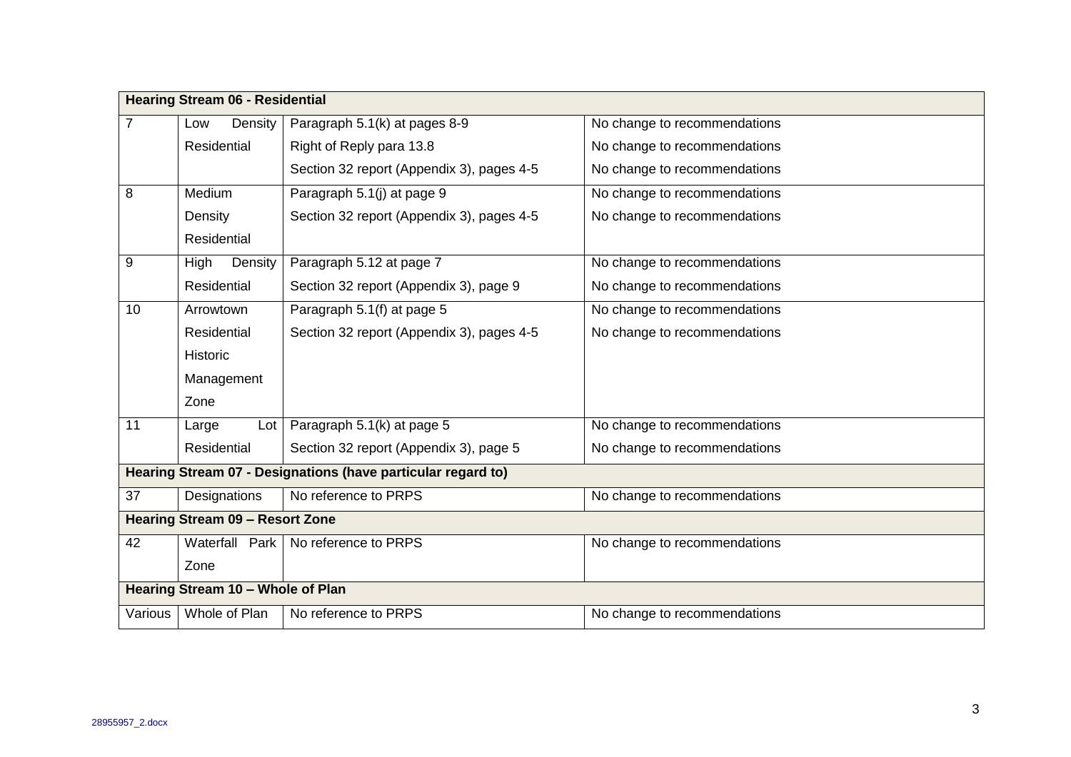| | | | |
|---|---|---|---|
| **Hearing Stream 06 - Residential** | | | |
| 7 | Low Density Residential | Paragraph 5.1(k) at pages 8-9<br>Right of Reply para 13.8<br>Section 32 report (Appendix 3), pages 4-5 | No change to recommendations<br>No change to recommendations<br>No change to recommendations |
| 8 | Medium Density Residential | Paragraph 5.1(j) at page 9<br>Section 32 report (Appendix 3), pages 4-5 | No change to recommendations<br>No change to recommendations |
| 9 | High Density Residential | Paragraph 5.12 at page 7<br>Section 32 report (Appendix 3), page 9 | No change to recommendations<br>No change to recommendations |
| 10 | Arrowtown Residential Historic Management Zone | Paragraph 5.1(f) at page 5<br>Section 32 report (Appendix 3), pages 4-5 | No change to recommendations<br>No change to recommendations |
| 11 | Large Lot Residential | Paragraph 5.1(k) at page 5<br>Section 32 report (Appendix 3), page 5 | No change to recommendations<br>No change to recommendations |
| **Hearing Stream 07 - Designations (have particular regard to)** | | | |
| 37 | Designations | No reference to PRPS | No change to recommendations |
| **Hearing Stream 09 – Resort Zone** | | | |
| 42 | Waterfall Park Zone | No reference to PRPS | No change to recommendations |
| **Hearing Stream 10 – Whole of Plan** | | | |
| Various | Whole of Plan | No reference to PRPS | No change to recommendations |

28955957_2.docx